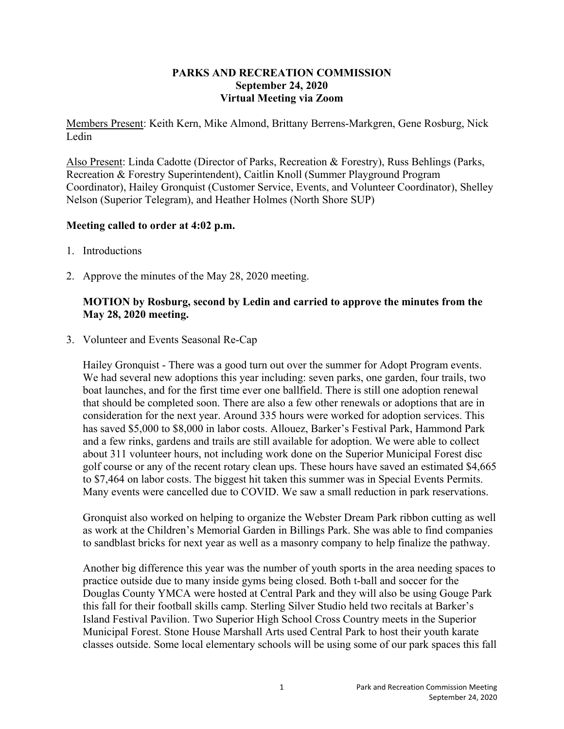**PARKS AND RECREATION COMMISSION**
**September 24, 2020**
**Virtual Meeting via Zoom**

Members Present: Keith Kern, Mike Almond, Brittany Berrens-Markgren, Gene Rosburg, Nick Ledin

Also Present: Linda Cadotte (Director of Parks, Recreation & Forestry), Russ Behlings (Parks, Recreation & Forestry Superintendent), Caitlin Knoll (Summer Playground Program Coordinator), Hailey Gronquist (Customer Service, Events, and Volunteer Coordinator), Shelley Nelson (Superior Telegram), and Heather Holmes (North Shore SUP)

**Meeting called to order at 4:02 p.m.**

1. Introductions

2. Approve the minutes of the May 28, 2020 meeting.

   **MOTION by Rosburg, second by Ledin and carried to approve the minutes from the May 28, 2020 meeting.**

3. Volunteer and Events Seasonal Re-Cap

   Hailey Gronquist - There was a good turn out over the summer for Adopt Program events. We had several new adoptions this year including: seven parks, one garden, four trails, two boat launches, and for the first time ever one ballfield. There is still one adoption renewal that should be completed soon. There are also a few other renewals or adoptions that are in consideration for the next year. Around 335 hours were worked for adoption services. This has saved $5,000 to $8,000 in labor costs. Allouez, Barker's Festival Park, Hammond Park and a few rinks, gardens and trails are still available for adoption. We were able to collect about 311 volunteer hours, not including work done on the Superior Municipal Forest disc golf course or any of the recent rotary clean ups. These hours have saved an estimated $4,665 to $7,464 on labor costs. The biggest hit taken this summer was in Special Events Permits. Many events were cancelled due to COVID. We saw a small reduction in park reservations.

   Gronquist also worked on helping to organize the Webster Dream Park ribbon cutting as well as work at the Children's Memorial Garden in Billings Park. She was able to find companies to sandblast bricks for next year as well as a masonry company to help finalize the pathway.

   Another big difference this year was the number of youth sports in the area needing spaces to practice outside due to many inside gyms being closed. Both t-ball and soccer for the Douglas County YMCA were hosted at Central Park and they will also be using Gouge Park this fall for their football skills camp. Sterling Silver Studio held two recitals at Barker's Island Festival Pavilion. Two Superior High School Cross Country meets in the Superior Municipal Forest. Stone House Marshall Arts used Central Park to host their youth karate classes outside. Some local elementary schools will be using some of our park spaces this fall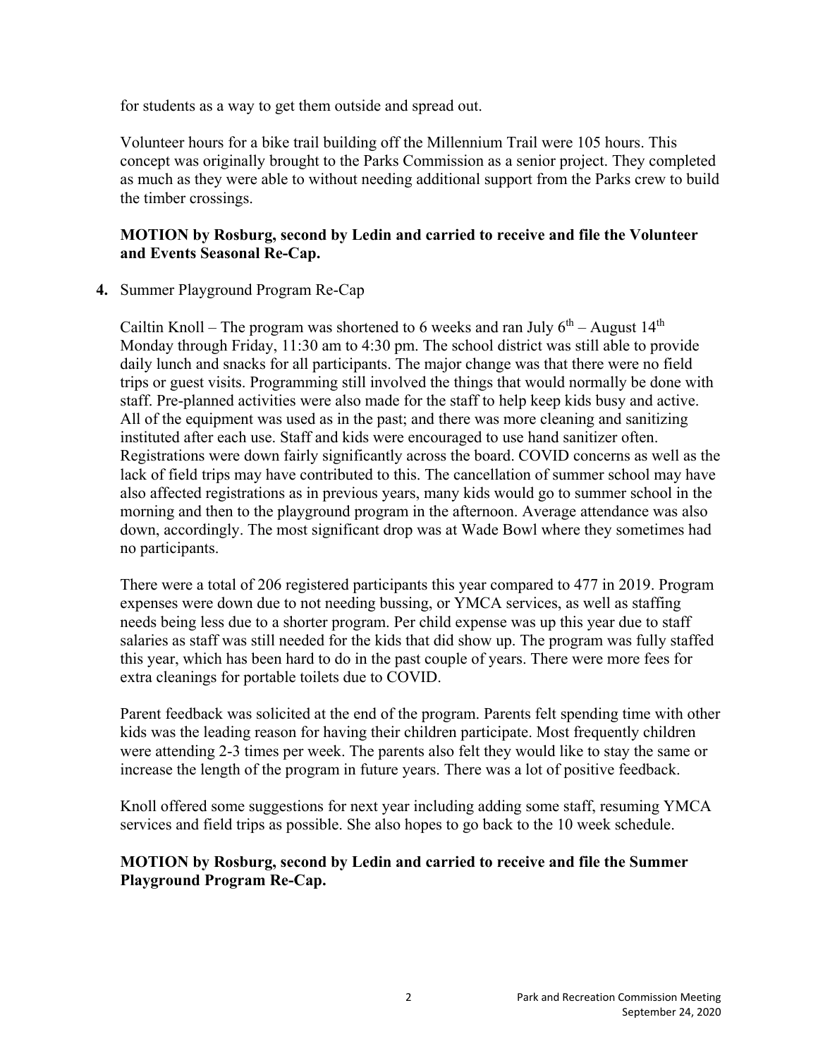for students as a way to get them outside and spread out.

Volunteer hours for a bike trail building off the Millennium Trail were 105 hours. This concept was originally brought to the Parks Commission as a senior project. They completed as much as they were able to without needing additional support from the Parks crew to build the timber crossings.

**MOTION by Rosburg, second by Ledin and carried to receive and file the Volunteer and Events Seasonal Re-Cap.**

**4.** Summer Playground Program Re-Cap

Cailtin Knoll – The program was shortened to 6 weeks and ran July 6th – August 14th Monday through Friday, 11:30 am to 4:30 pm. The school district was still able to provide daily lunch and snacks for all participants. The major change was that there were no field trips or guest visits. Programming still involved the things that would normally be done with staff. Pre-planned activities were also made for the staff to help keep kids busy and active. All of the equipment was used as in the past; and there was more cleaning and sanitizing instituted after each use. Staff and kids were encouraged to use hand sanitizer often. Registrations were down fairly significantly across the board. COVID concerns as well as the lack of field trips may have contributed to this. The cancellation of summer school may have also affected registrations as in previous years, many kids would go to summer school in the morning and then to the playground program in the afternoon. Average attendance was also down, accordingly. The most significant drop was at Wade Bowl where they sometimes had no participants.

There were a total of 206 registered participants this year compared to 477 in 2019. Program expenses were down due to not needing bussing, or YMCA services, as well as staffing needs being less due to a shorter program. Per child expense was up this year due to staff salaries as staff was still needed for the kids that did show up. The program was fully staffed this year, which has been hard to do in the past couple of years. There were more fees for extra cleanings for portable toilets due to COVID.

Parent feedback was solicited at the end of the program. Parents felt spending time with other kids was the leading reason for having their children participate. Most frequently children were attending 2-3 times per week. The parents also felt they would like to stay the same or increase the length of the program in future years. There was a lot of positive feedback.

Knoll offered some suggestions for next year including adding some staff, resuming YMCA services and field trips as possible. She also hopes to go back to the 10 week schedule.

**MOTION by Rosburg, second by Ledin and carried to receive and file the Summer Playground Program Re-Cap.**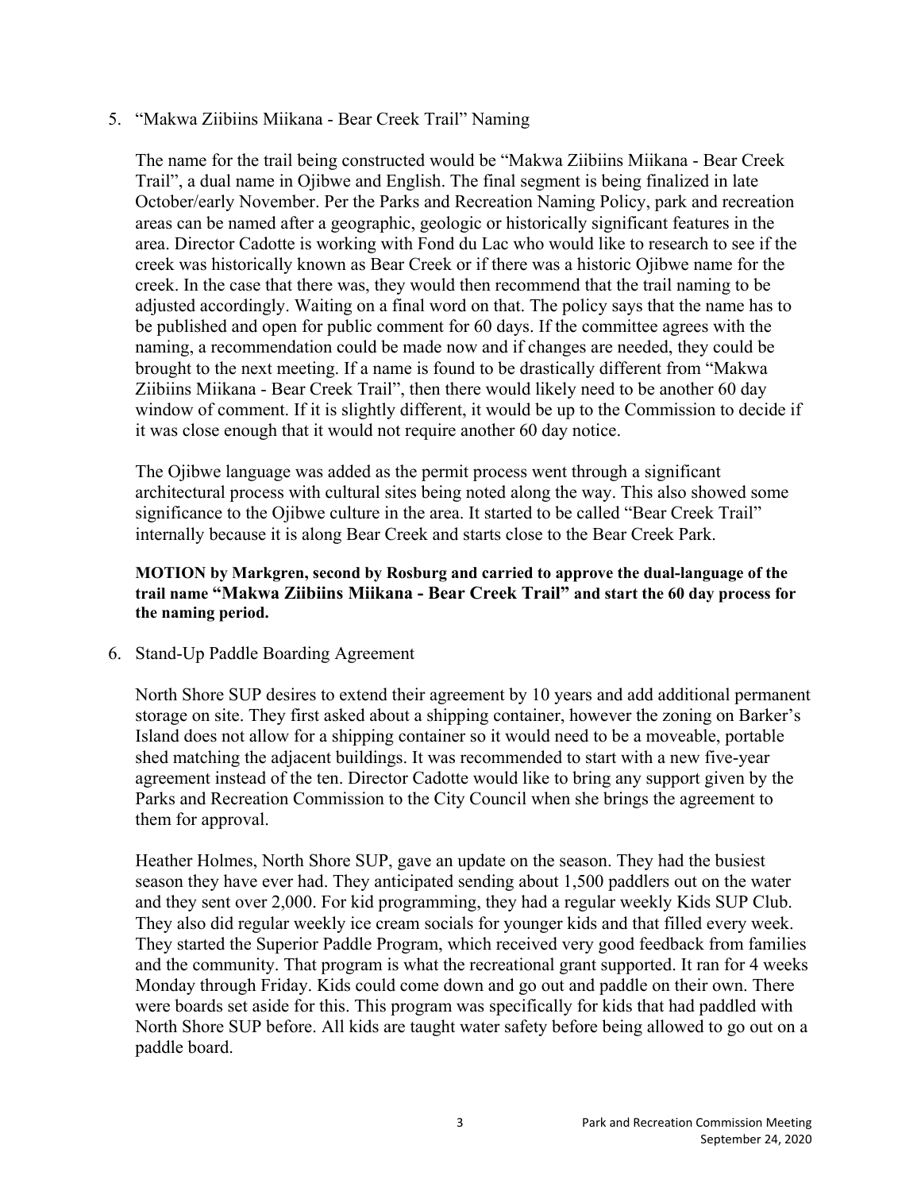5. "Makwa Ziibiins Miikana - Bear Creek Trail" Naming

   The name for the trail being constructed would be "Makwa Ziibiins Miikana - Bear Creek Trail", a dual name in Ojibwe and English. The final segment is being finalized in late October/early November. Per the Parks and Recreation Naming Policy, park and recreation areas can be named after a geographic, geologic or historically significant features in the area. Director Cadotte is working with Fond du Lac who would like to research to see if the creek was historically known as Bear Creek or if there was a historic Ojibwe name for the creek. In the case that there was, they would then recommend that the trail naming to be adjusted accordingly. Waiting on a final word on that. The policy says that the name has to be published and open for public comment for 60 days. If the committee agrees with the naming, a recommendation could be made now and if changes are needed, they could be brought to the next meeting. If a name is found to be drastically different from "Makwa Ziibiins Miikana - Bear Creek Trail", then there would likely need to be another 60 day window of comment. If it is slightly different, it would be up to the Commission to decide if it was close enough that it would not require another 60 day notice.

   The Ojibwe language was added as the permit process went through a significant architectural process with cultural sites being noted along the way. This also showed some significance to the Ojibwe culture in the area. It started to be called "Bear Creek Trail" internally because it is along Bear Creek and starts close to the Bear Creek Park.

   **MOTION by Markgren, second by Rosburg and carried to approve the dual-language of the trail name "Makwa Ziibiins Miikana - Bear Creek Trail" and start the 60 day process for the naming period.**

6. Stand-Up Paddle Boarding Agreement

   North Shore SUP desires to extend their agreement by 10 years and add additional permanent storage on site. They first asked about a shipping container, however the zoning on Barker's Island does not allow for a shipping container so it would need to be a moveable, portable shed matching the adjacent buildings. It was recommended to start with a new five-year agreement instead of the ten. Director Cadotte would like to bring any support given by the Parks and Recreation Commission to the City Council when she brings the agreement to them for approval.

   Heather Holmes, North Shore SUP, gave an update on the season. They had the busiest season they have ever had. They anticipated sending about 1,500 paddlers out on the water and they sent over 2,000. For kid programming, they had a regular weekly Kids SUP Club. They also did regular weekly ice cream socials for younger kids and that filled every week. They started the Superior Paddle Program, which received very good feedback from families and the community. That program is what the recreational grant supported. It ran for 4 weeks Monday through Friday. Kids could come down and go out and paddle on their own. There were boards set aside for this. This program was specifically for kids that had paddled with North Shore SUP before. All kids are taught water safety before being allowed to go out on a paddle board.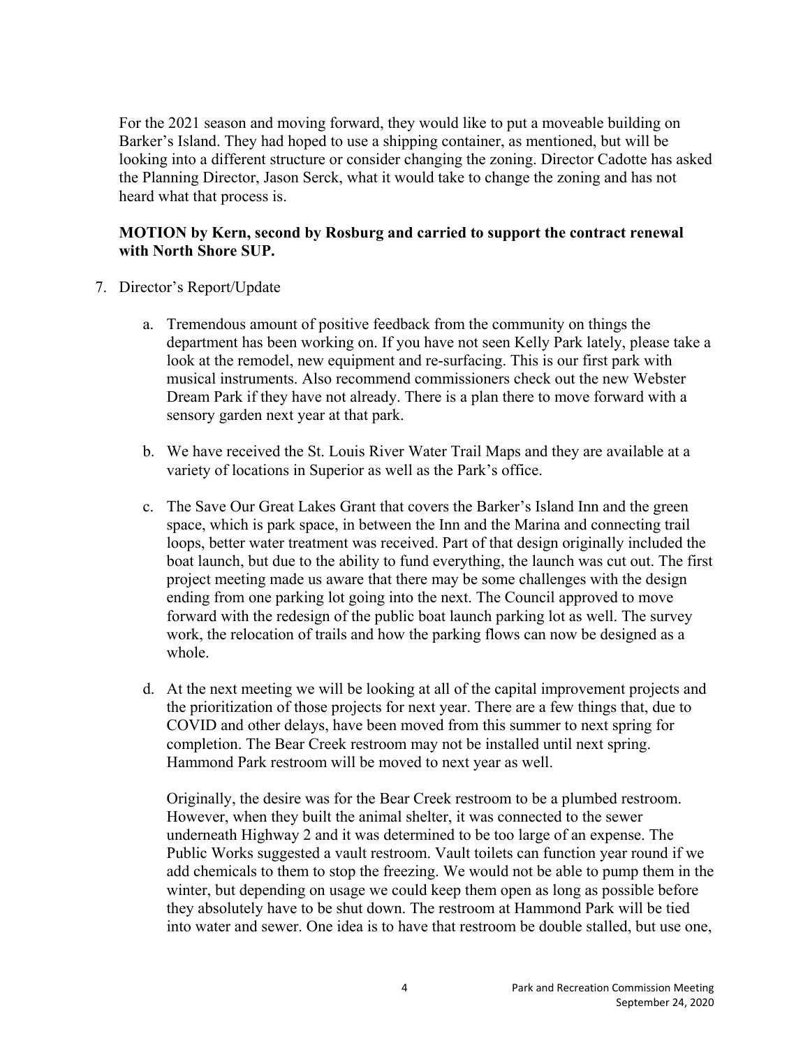For the 2021 season and moving forward, they would like to put a moveable building on Barker's Island. They had hoped to use a shipping container, as mentioned, but will be looking into a different structure or consider changing the zoning. Director Cadotte has asked the Planning Director, Jason Serck, what it would take to change the zoning and has not heard what that process is.

**MOTION by Kern, second by Rosburg and carried to support the contract renewal with North Shore SUP.**

7. Director's Report/Update

   a. Tremendous amount of positive feedback from the community on things the department has been working on. If you have not seen Kelly Park lately, please take a look at the remodel, new equipment and re-surfacing. This is our first park with musical instruments. Also recommend commissioners check out the new Webster Dream Park if they have not already. There is a plan there to move forward with a sensory garden next year at that park.

   b. We have received the St. Louis River Water Trail Maps and they are available at a variety of locations in Superior as well as the Park's office.

   c. The Save Our Great Lakes Grant that covers the Barker's Island Inn and the green space, which is park space, in between the Inn and the Marina and connecting trail loops, better water treatment was received. Part of that design originally included the boat launch, but due to the ability to fund everything, the launch was cut out. The first project meeting made us aware that there may be some challenges with the design ending from one parking lot going into the next. The Council approved to move forward with the redesign of the public boat launch parking lot as well. The survey work, the relocation of trails and how the parking flows can now be designed as a whole.

   d. At the next meeting we will be looking at all of the capital improvement projects and the prioritization of those projects for next year. There are a few things that, due to COVID and other delays, have been moved from this summer to next spring for completion. The Bear Creek restroom may not be installed until next spring. Hammond Park restroom will be moved to next year as well.

      Originally, the desire was for the Bear Creek restroom to be a plumbed restroom. However, when they built the animal shelter, it was connected to the sewer underneath Highway 2 and it was determined to be too large of an expense. The Public Works suggested a vault restroom. Vault toilets can function year round if we add chemicals to them to stop the freezing. We would not be able to pump them in the winter, but depending on usage we could keep them open as long as possible before they absolutely have to be shut down. The restroom at Hammond Park will be tied into water and sewer. One idea is to have that restroom be double stalled, but use one,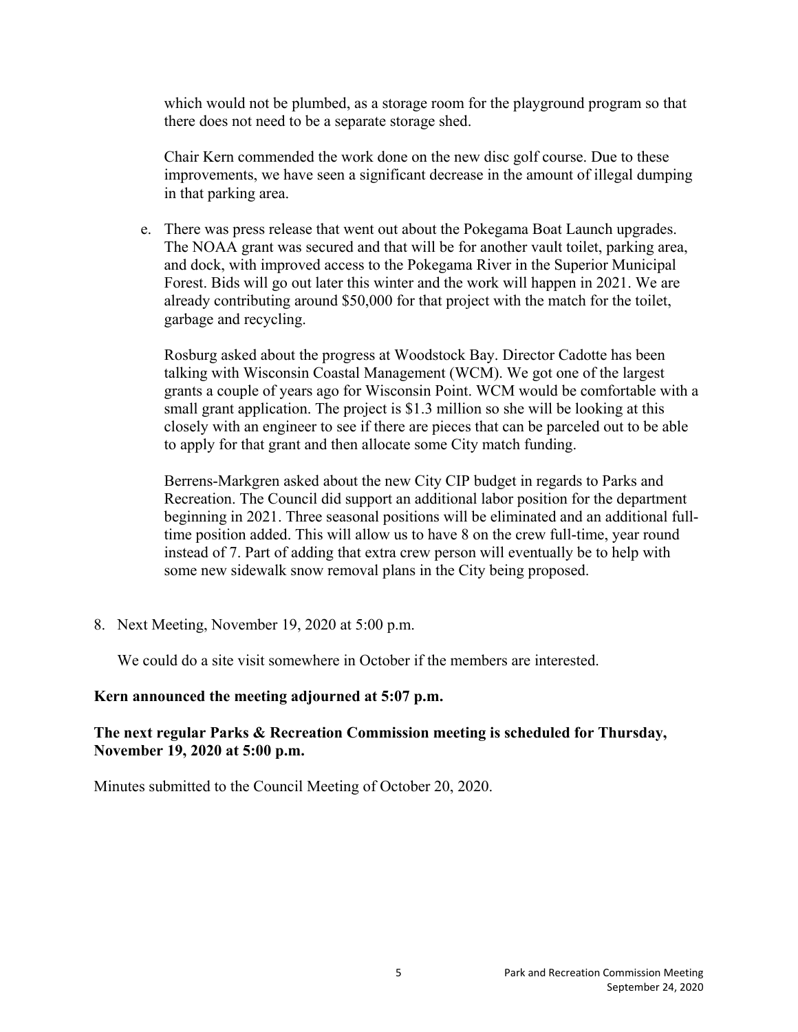which would not be plumbed, as a storage room for the playground program so that there does not need to be a separate storage shed.

Chair Kern commended the work done on the new disc golf course. Due to these improvements, we have seen a significant decrease in the amount of illegal dumping in that parking area.

e. There was press release that went out about the Pokegama Boat Launch upgrades. The NOAA grant was secured and that will be for another vault toilet, parking area, and dock, with improved access to the Pokegama River in the Superior Municipal Forest. Bids will go out later this winter and the work will happen in 2021. We are already contributing around $50,000 for that project with the match for the toilet, garbage and recycling.

   Rosburg asked about the progress at Woodstock Bay. Director Cadotte has been talking with Wisconsin Coastal Management (WCM). We got one of the largest grants a couple of years ago for Wisconsin Point. WCM would be comfortable with a small grant application. The project is $1.3 million so she will be looking at this closely with an engineer to see if there are pieces that can be parceled out to be able to apply for that grant and then allocate some City match funding.

   Berrens-Markgren asked about the new City CIP budget in regards to Parks and Recreation. The Council did support an additional labor position for the department beginning in 2021. Three seasonal positions will be eliminated and an additional full-time position added. This will allow us to have 8 on the crew full-time, year round instead of 7. Part of adding that extra crew person will eventually be to help with some new sidewalk snow removal plans in the City being proposed.

8. Next Meeting, November 19, 2020 at 5:00 p.m.

   We could do a site visit somewhere in October if the members are interested.

**Kern announced the meeting adjourned at 5:07 p.m.**

**The next regular Parks & Recreation Commission meeting is scheduled for Thursday, November 19, 2020 at 5:00 p.m.**

Minutes submitted to the Council Meeting of October 20, 2020.